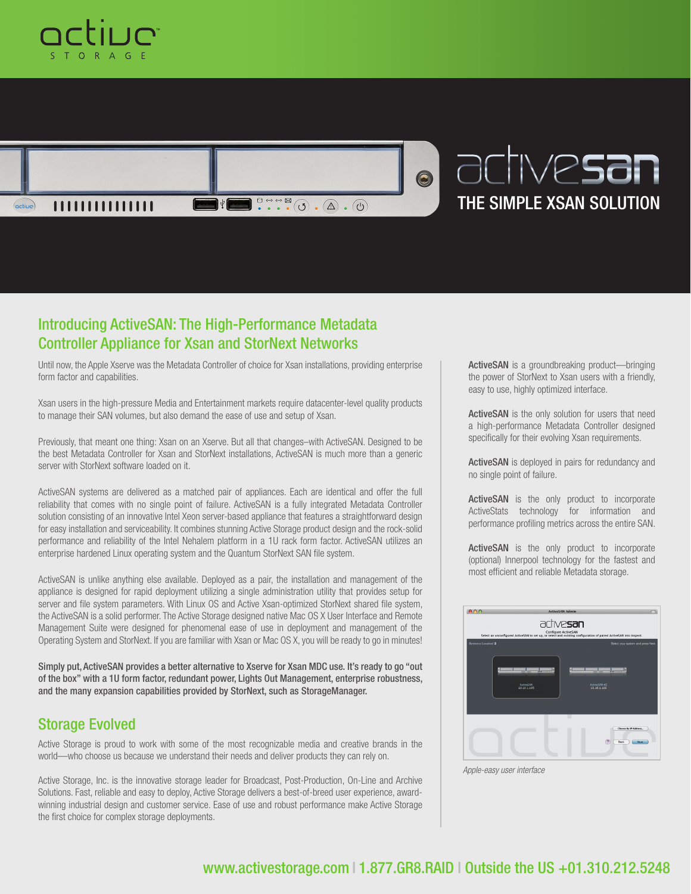active STORAGE

# activesan

## THE SIMPLE XSAN SOLUTION

## Introducing ActiveSAN: The High-Performance Metadata Controller Appliance for Xsan and StorNext Networks

Until now, the Apple Xserve was the Metadata Controller of choice for Xsan installations, providing enterprise form factor and capabilities.

Xsan users in the high-pressure Media and Entertainment markets require datacenter-level quality products to manage their SAN volumes, but also demand the ease of use and setup of Xsan.

Previously, that meant one thing: Xsan on an Xserve. But all that changes–with ActiveSAN. Designed to be the best Metadata Controller for Xsan and StorNext installations, ActiveSAN is much more than a generic server with StorNext software loaded on it.

ActiveSAN systems are delivered as a matched pair of appliances. Each are identical and offer the full reliability that comes with no single point of failure. ActiveSAN is a fully integrated Metadata Controller solution consisting of an innovative Intel Xeon server-based appliance that features a straightforward design for easy installation and serviceability. It combines stunning Active Storage product design and the rock-solid performance and reliability of the Intel Nehalem platform in a 1U rack form factor. ActiveSAN utilizes an enterprise hardened Linux operating system and the Quantum StorNext SAN file system.

ActiveSAN is unlike anything else available. Deployed as a pair, the installation and management of the appliance is designed for rapid deployment utilizing a single administration utility that provides setup for server and file system parameters. With Linux OS and Active Xsan-optimized StorNext shared file system, the ActiveSAN is a solid performer. The Active Storage designed native Mac OS X User Interface and Remote Management Suite were designed for phenomenal ease of use in deployment and management of the Operating System and StorNext. If you are familiar with Xsan or Mac OS X, you will be ready to go in minutes!

**Simply put, ActiveSAN provides a better alternative to Xserve for Xsan MDC use. It's ready to go "out of the box" with a 1U form factor, redundant power, Lights Out Management, enterprise robustness, and the many expansion capabilities provided by StorNext, such as StorageManager.**

## Storage Evolved

Active Storage is proud to work with some of the most recognizable media and creative brands in the world—who choose us because we understand their needs and deliver products they can rely on.

Active Storage, Inc. is the innovative storage leader for Broadcast, Post-Production, On-Line and Archive Solutions. Fast, reliable and easy to deploy, Active Storage delivers a best-of-breed user experience, award-winning industrial design and customer service. Ease of use and robust performance make Active Storage the first choice for complex storage deployments.

**ActiveSAN** is a groundbreaking product—bringing the power of StorNext to Xsan users with a friendly, easy to use, highly optimized interface.

**ActiveSAN** is the only solution for users that need a high-performance Metadata Controller designed specifically for their evolving Xsan requirements.

**ActiveSAN** is deployed in pairs for redundancy and no single point of failure.

**ActiveSAN** is the only product to incorporate ActiveStats technology for information and performance profiling metrics across the entire SAN.

**ActiveSAN** is the only product to incorporate (optional) Innerpool technology for the fastest and most efficient and reliable Metadata storage.

*Apple-easy user interface*

www.activestorage.com | 1.877.GR8.RAID | Outside the US +01.310.212.5248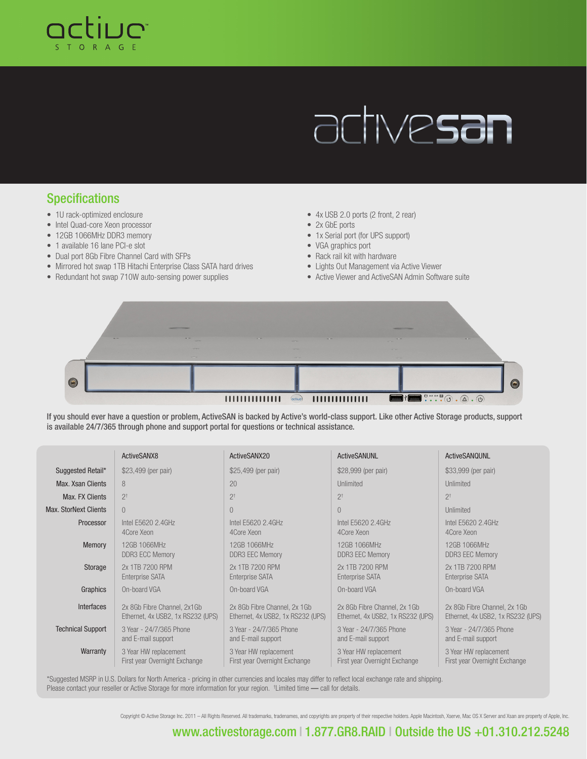active STORAGE

activesan

## Specifications

- 1U rack-optimized enclosure
- Intel Quad-core Xeon processor
- 12GB 1066MHz DDR3 memory
- 1 available 16 lane PCI-e slot
- Dual port 8Gb Fibre Channel Card with SFPs
- Mirrored hot swap 1TB Hitachi Enterprise Class SATA hard drives
- Redundant hot swap 710W auto-sensing power supplies
- 4x USB 2.0 ports (2 front, 2 rear)
- 2x GbE ports
- 1x Serial port (for UPS support)
- VGA graphics port
- Rack rail kit with hardware
- Lights Out Management via Active Viewer
- Active Viewer and ActiveSAN Admin Software suite

If you should ever have a question or problem, ActiveSAN is backed by Active's world-class support. Like other Active Storage products, support is available 24/7/365 through phone and support portal for questions or technical assistance.

| | ActiveSANX8 | ActiveSANX20 | ActiveSANUNL | ActiveSANQUNL |
|---|---|---|---|---|
| Suggested Retail* | $23,499 (per pair) | $25,499 (per pair) | $28,999 (per pair) | $33,999 (per pair) |
| Max. Xsan Clients | 8 | 20 | Unlimited | Unlimited |
| Max. FX Clients | 2† | 2† | 2† | 2† |
| Max. StorNext Clients | 0 | 0 | 0 | Unlimited |
| Processor | Intel E5620 2.4GHz 4Core Xeon | Intel E5620 2.4GHz 4Core Xeon | Intel E5620 2.4GHz 4Core Xeon | Intel E5620 2.4GHz 4Core Xeon |
| Memory | 12GB 1066MHz DDR3 ECC Memory | 12GB 1066MHz DDR3 EEC Memory | 12GB 1066MHz DDR3 EEC Memory | 12GB 1066MHz DDR3 EEC Memory |
| Storage | 2x 1TB 7200 RPM Enterprise SATA | 2x 1TB 7200 RPM Enterprise SATA | 2x 1TB 7200 RPM Enterprise SATA | 2x 1TB 7200 RPM Enterprise SATA |
| Graphics | On-board VGA | On-board VGA | On-board VGA | On-board VGA |
| Interfaces | 2x 8Gb Fibre Channel, 2x1Gb Ethernet, 4x USB2, 1x RS232 (UPS) | 2x 8Gb Fibre Channel, 2x 1Gb Ethernet, 4x USB2, 1x RS232 (UPS) | 2x 8Gb Fibre Channel, 2x 1Gb Ethernet, 4x USB2, 1x RS232 (UPS) | 2x 8Gb Fibre Channel, 2x 1Gb Ethernet, 4x USB2, 1x RS232 (UPS) |
| Technical Support | 3 Year - 24/7/365 Phone and E-mail support | 3 Year - 24/7/365 Phone and E-mail support | 3 Year - 24/7/365 Phone and E-mail support | 3 Year - 24/7/365 Phone and E-mail support |
| Warranty | 3 Year HW replacement First year Overnight Exchange | 3 Year HW replacement First year Overnight Exchange | 3 Year HW replacement First year Overnight Exchange | 3 Year HW replacement First year Overnight Exchange |

*Suggested MSRP in U.S. Dollars for North America - pricing in other currencies and locales may differ to reflect local exchange rate and shipping. Please contact your reseller or Active Storage for more information for your region. †Limited time — call for details.

Copyright © Active Storage Inc. 2011 – All Rights Reserved. All trademarks, tradenames, and copyrights are property of their respective holders. Apple Macintosh, Xserve, Mac OS X Server and Xsan are property of Apple, Inc.

www.activestorage.com | 1.877.GR8.RAID | Outside the US +01.310.212.5248